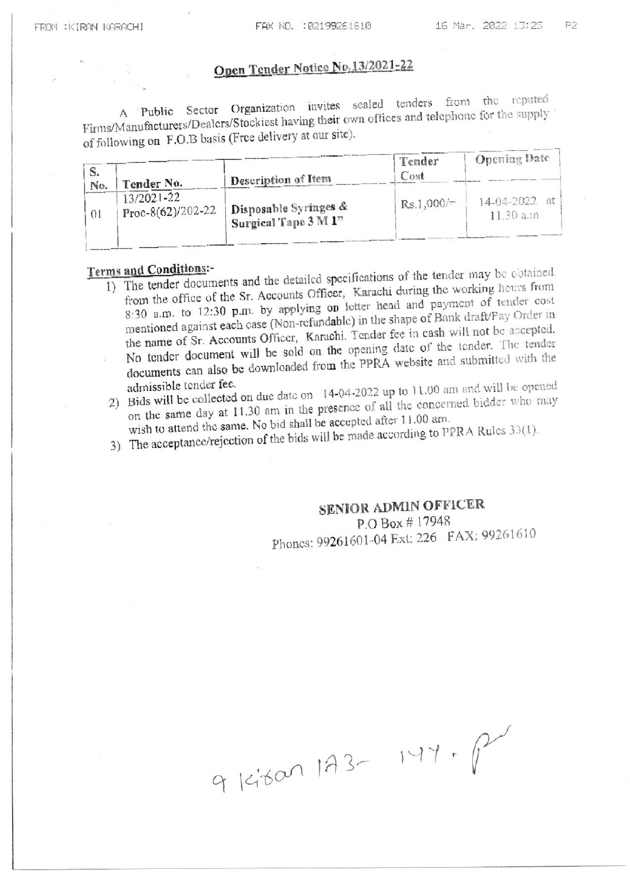# Open Tender Notice No.13/2021-22

A Public Sector Organization invites sealed tenders from the reputed Firms/Manufacturers/Dealers/Stockiest having their own offices and telephone for the supply of following on F.O.B basis (Free delivery at our site).

| S. No. | Tender No. | Description of Item | Tender Cost | Opening Date |
|---|---|---|---|---|
| 01 | 13/2021-22 Proc-8(62)/202-22 | **Disposable Syringes & Surgical Tape 3 M 1"** | Rs.1,000/- | 14-04-2022 at 11.30 a.m |

**Terms and Conditions:-**

1) The tender documents and the detailed specifications of the tender may be obtained from the office of the Sr. Accounts Officer, Karachi during the working hours from 8:30 a.m. to 12:30 p.m. by applying on letter head and payment of tender cost mentioned against each case (Non-refundable) in the shape of Bank draft/Pay Order in the name of Sr. Accounts Officer, Karachi. Tender fee in cash will not be accepted. No tender document will be sold on the opening date of the tender. The tender documents can also be downloaded from the PPRA website and submitted with the admissible tender fee.
2) Bids will be collected on due date on 14-04-2022 up to 11.00 am and will be opened on the same day at 11.30 am in the presence of all the concerned bidder who may wish to attend the same. No bid shall be accepted after 11.00 am.
3) The acceptance/rejection of the bids will be made according to PPRA Rules 33(1).

**SENIOR ADMIN OFFICER**
P.O Box # 17948
Phones: 99261601-04 Ext: 226 FAX: 99261610

9 Kiran 1A3- 147. P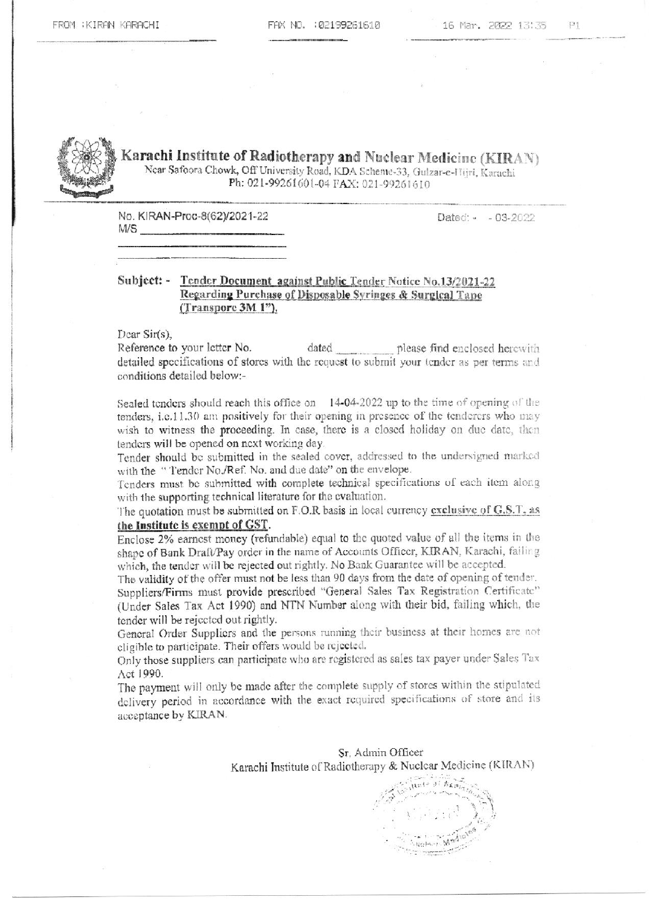# Karachi Institute of Radiotherapy and Nuclear Medicine (KIRAN)

Near Safoora Chowk, Off University Road, KDA Scheme-33, Gulzar-e-Hijri, Karachi
Ph: 021-99261601-04 FAX: 021-99261610

No. KIRAN-Proc-8(62)/2021-22
M/S ______________________

Dated: - - 03-2022

**Subject: - Tender Document against Public Tender Notice No.13/2021-22 Regarding Purchase of Disposable Syringes & Surgical Tape (Transpore 3M 1").**

Dear Sir(s),

Reference to your letter No. dated ________ please find enclosed herewith detailed specifications of stores with the request to submit your tender as per terms and conditions detailed below:-

Sealed tenders should reach this office on 14-04-2022 up to the time of opening of the tenders, i.e.11.30 am positively for their opening in presence of the tenderers who may wish to witness the proceeding. In case, there is a closed holiday on due date, then tenders will be opened on next working day.

Tender should be submitted in the sealed cover, addressed to the undersigned marked with the " Tender No./Ref. No. and due date" on the envelope.

Tenders must be submitted with complete technical specifications of each item along with the supporting technical literature for the evaluation.

The quotation must be submitted on F.O.R basis in local currency **exclusive of G.S.T, as the Institute is exempt of GST**.

Enclose 2% earnest money (refundable) equal to the quoted value of all the items in the shape of Bank Draft/Pay order in the name of Accounts Officer, KIRAN, Karachi, failing which, the tender will be rejected out rightly. No Bank Guarantee will be accepted.

The validity of the offer must not be less than 90 days from the date of opening of tender.

Suppliers/Firms must provide prescribed "General Sales Tax Registration Certificate" (Under Sales Tax Act 1990) and NTN Number along with their bid, failing which, the tender will be rejected out rightly.

General Order Suppliers and the persons running their business at their homes are not eligible to participate. Their offers would be rejected.

Only those suppliers can participate who are registered as sales tax payer under Sales Tax Act 1990.

The payment will only be made after the complete supply of stores within the stipulated delivery period in accordance with the exact required specifications of store and its acceptance by KIRAN.

Sr. Admin Officer
Karachi Institute of Radiotherapy & Nuclear Medicine (KIRAN)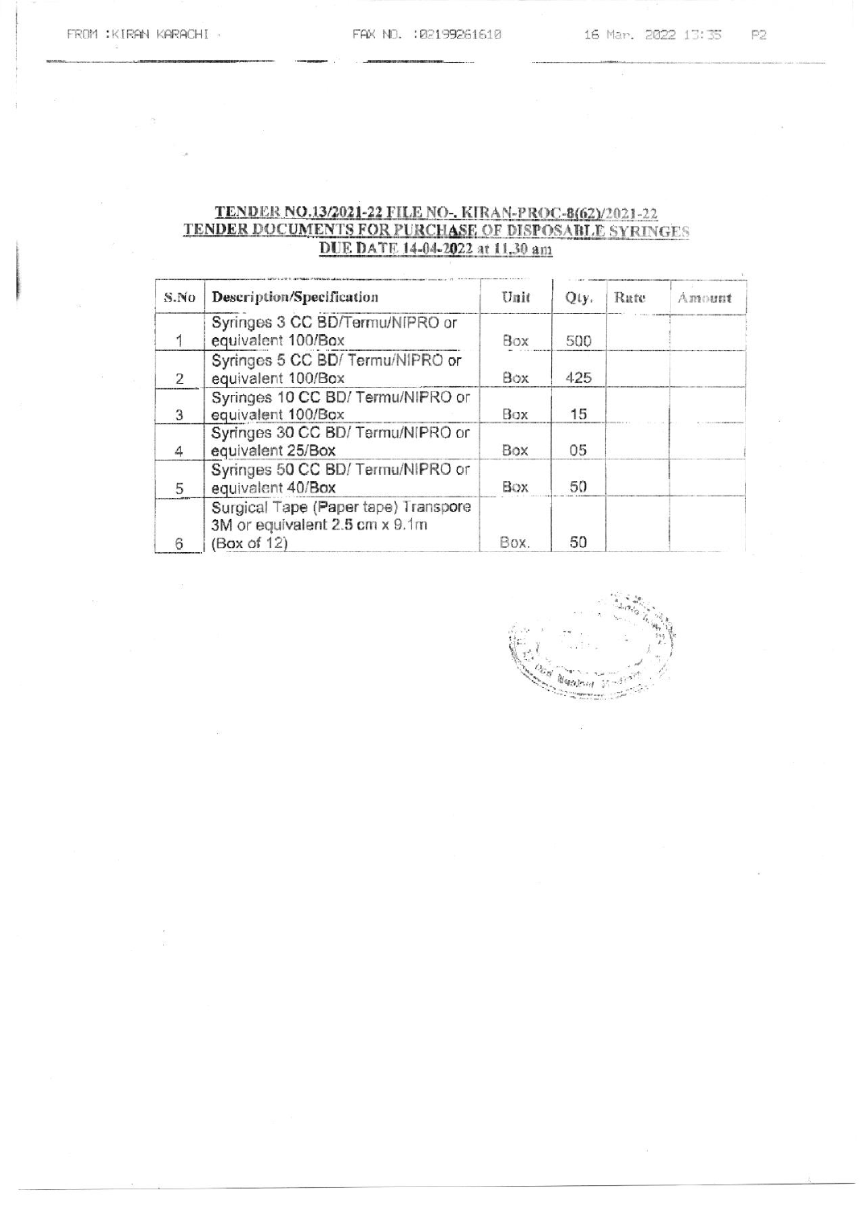**TENDER NO.13/2021-22 FILE NO-. KIRAN-PROC-8(62)/2021-22**
**TENDER DOCUMENTS FOR PURCHASE OF DISPOSABLE SYRINGES**
**DUE DATE 14-04-2022 at 11.30 am**

| S.No | Description/Specification | Unit | Qty. | Rate | Amount |
|---|---|---|---|---|---|
| 1 | Syringes 3 CC BD/Termu/NIPRO or equivalent 100/Box | Box | 500 | | |
| 2 | Syringes 5 CC BD/ Termu/NIPRO or equivalent 100/Box | Box | 425 | | |
| 3 | Syringes 10 CC BD/ Termu/NIPRO or equivalent 100/Box | Box | 15 | | |
| 4 | Syringes 30 CC BD/ Termu/NIPRO or equivalent 25/Box | Box | 05 | | |
| 5 | Syringes 50 CC BD/ Termu/NIPRO or equivalent 40/Box | Box | 50 | | |
| 6 | Surgical Tape (Paper tape) Transpore 3M or equivalent 2.5 cm x 9.1m (Box of 12) | Box. | 50 | | |